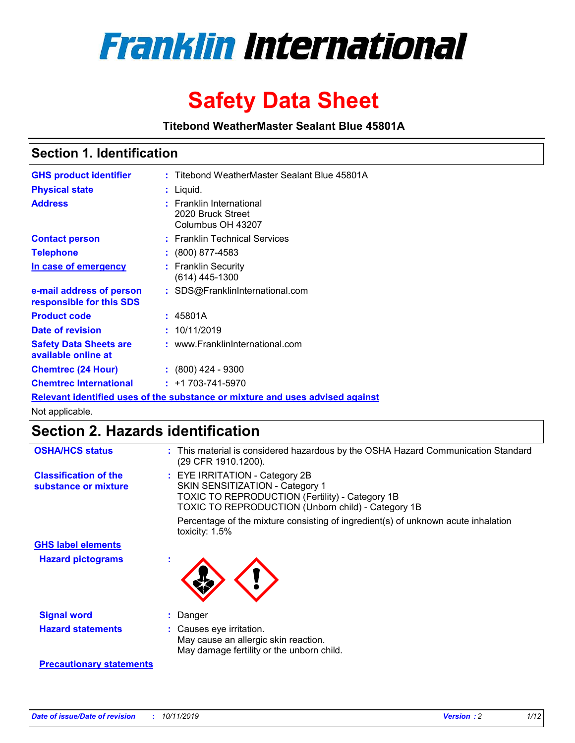# Franklin International

# Safety Data Sheet

**Titebond WeatherMaster Sealant Blue 45801A**

## Section 1. Identification

| | | |
|---|---|---|
| **GHS product identifier** | : | Titebond WeatherMaster Sealant Blue 45801A |
| **Physical state** | : | Liquid. |
| **Address** | : | Franklin International<br>2020 Bruck Street<br>Columbus OH 43207 |
| **Contact person** | : | Franklin Technical Services |
| **Telephone** | : | (800) 877-4583 |
| **In case of emergency** | : | Franklin Security<br>(614) 445-1300 |
| **e-mail address of person responsible for this SDS** | : | SDS@FranklinInternational.com |
| **Product code** | : | 45801A |
| **Date of revision** | : | 10/11/2019 |
| **Safety Data Sheets are available online at** | : | www.FranklinInternational.com |
| **Chemtrec (24 Hour)** | : | (800) 424 - 9300 |
| **Chemtrec International** | : | +1 703-741-5970 |

**Relevant identified uses of the substance or mixture and uses advised against**

Not applicable.

## Section 2. Hazards identification

| | | |
|---|---|---|
| **OSHA/HCS status** | : | This material is considered hazardous by the OSHA Hazard Communication Standard (29 CFR 1910.1200). |
| **Classification of the substance or mixture** | : | EYE IRRITATION - Category 2B<br>SKIN SENSITIZATION - Category 1<br>TOXIC TO REPRODUCTION (Fertility) - Category 1B<br>TOXIC TO REPRODUCTION (Unborn child) - Category 1B<br><br>Percentage of the mixture consisting of ingredient(s) of unknown acute inhalation toxicity: 1.5% |

**GHS label elements**

| | | |
|---|---|---|
| **Hazard pictograms** | : | |
| **Signal word** | : | Danger |
| **Hazard statements** | : | Causes eye irritation.<br>May cause an allergic skin reaction.<br>May damage fertility or the unborn child. |

**Precautionary statements**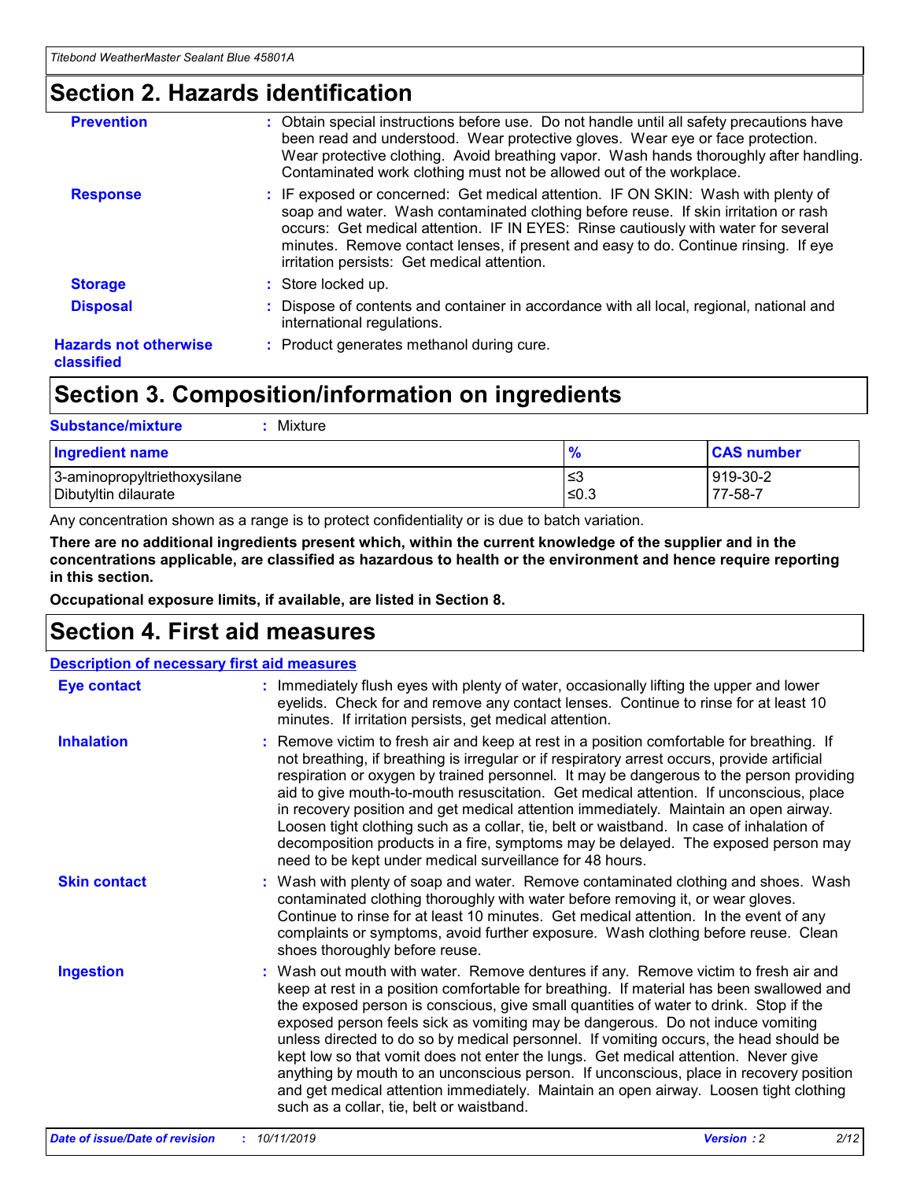## Section 2. Hazards identification

**Prevention** : Obtain special instructions before use. Do not handle until all safety precautions have been read and understood. Wear protective gloves. Wear eye or face protection. Wear protective clothing. Avoid breathing vapor. Wash hands thoroughly after handling. Contaminated work clothing must not be allowed out of the workplace.

**Response** : IF exposed or concerned: Get medical attention. IF ON SKIN: Wash with plenty of soap and water. Wash contaminated clothing before reuse. If skin irritation or rash occurs: Get medical attention. IF IN EYES: Rinse cautiously with water for several minutes. Remove contact lenses, if present and easy to do. Continue rinsing. If eye irritation persists: Get medical attention.

**Storage** : Store locked up.

**Disposal** : Dispose of contents and container in accordance with all local, regional, national and international regulations.

**Hazards not otherwise classified** : Product generates methanol during cure.

## Section 3. Composition/information on ingredients

**Substance/mixture** : Mixture

| Ingredient name | % | CAS number |
|---|---|---|
| 3-aminopropyltriethoxysilane | ≤3 | 919-30-2 |
| Dibutyltin dilaurate | ≤0.3 | 77-58-7 |

Any concentration shown as a range is to protect confidentiality or is due to batch variation.

**There are no additional ingredients present which, within the current knowledge of the supplier and in the concentrations applicable, are classified as hazardous to health or the environment and hence require reporting in this section.**

**Occupational exposure limits, if available, are listed in Section 8.**

## Section 4. First aid measures

**Description of necessary first aid measures**

**Eye contact** : Immediately flush eyes with plenty of water, occasionally lifting the upper and lower eyelids. Check for and remove any contact lenses. Continue to rinse for at least 10 minutes. If irritation persists, get medical attention.

**Inhalation** : Remove victim to fresh air and keep at rest in a position comfortable for breathing. If not breathing, if breathing is irregular or if respiratory arrest occurs, provide artificial respiration or oxygen by trained personnel. It may be dangerous to the person providing aid to give mouth-to-mouth resuscitation. Get medical attention. If unconscious, place in recovery position and get medical attention immediately. Maintain an open airway. Loosen tight clothing such as a collar, tie, belt or waistband. In case of inhalation of decomposition products in a fire, symptoms may be delayed. The exposed person may need to be kept under medical surveillance for 48 hours.

**Skin contact** : Wash with plenty of soap and water. Remove contaminated clothing and shoes. Wash contaminated clothing thoroughly with water before removing it, or wear gloves. Continue to rinse for at least 10 minutes. Get medical attention. In the event of any complaints or symptoms, avoid further exposure. Wash clothing before reuse. Clean shoes thoroughly before reuse.

**Ingestion** : Wash out mouth with water. Remove dentures if any. Remove victim to fresh air and keep at rest in a position comfortable for breathing. If material has been swallowed and the exposed person is conscious, give small quantities of water to drink. Stop if the exposed person feels sick as vomiting may be dangerous. Do not induce vomiting unless directed to do so by medical personnel. If vomiting occurs, the head should be kept low so that vomit does not enter the lungs. Get medical attention. Never give anything by mouth to an unconscious person. If unconscious, place in recovery position and get medical attention immediately. Maintain an open airway. Loosen tight clothing such as a collar, tie, belt or waistband.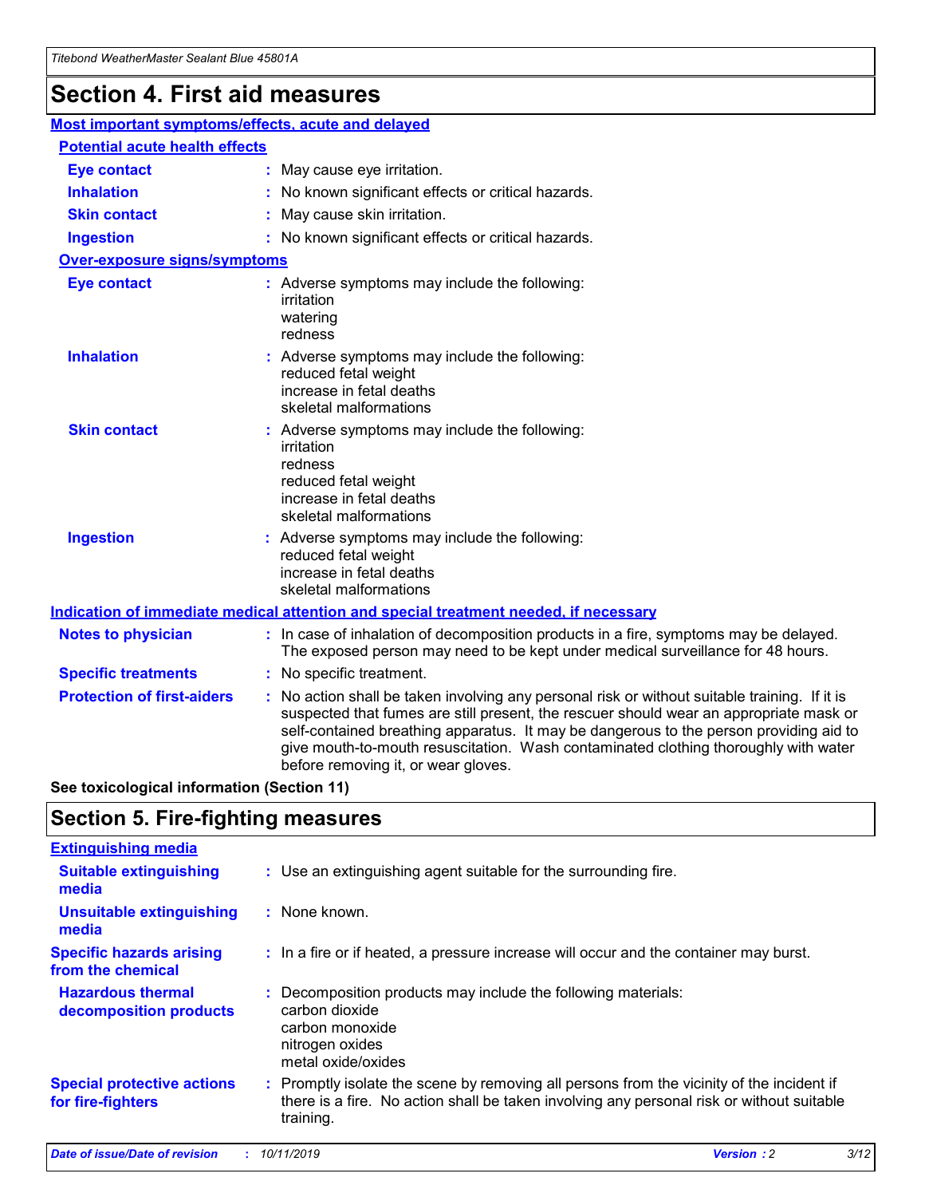# Section 4. First aid measures

## Most important symptoms/effects, acute and delayed

### Potential acute health effects

**Eye contact** : May cause eye irritation.

**Inhalation** : No known significant effects or critical hazards.

**Skin contact** : May cause skin irritation.

**Ingestion** : No known significant effects or critical hazards.

### Over-exposure signs/symptoms

**Eye contact** : Adverse symptoms may include the following:
irritation
watering
redness

**Inhalation** : Adverse symptoms may include the following:
reduced fetal weight
increase in fetal deaths
skeletal malformations

**Skin contact** : Adverse symptoms may include the following:
irritation
redness
reduced fetal weight
increase in fetal deaths
skeletal malformations

**Ingestion** : Adverse symptoms may include the following:
reduced fetal weight
increase in fetal deaths
skeletal malformations

## Indication of immediate medical attention and special treatment needed, if necessary

**Notes to physician** : In case of inhalation of decomposition products in a fire, symptoms may be delayed. The exposed person may need to be kept under medical surveillance for 48 hours.

**Specific treatments** : No specific treatment.

**Protection of first-aiders** : No action shall be taken involving any personal risk or without suitable training. If it is suspected that fumes are still present, the rescuer should wear an appropriate mask or self-contained breathing apparatus. It may be dangerous to the person providing aid to give mouth-to-mouth resuscitation. Wash contaminated clothing thoroughly with water before removing it, or wear gloves.

**See toxicological information (Section 11)**

# Section 5. Fire-fighting measures

## Extinguishing media

**Suitable extinguishing media** : Use an extinguishing agent suitable for the surrounding fire.

**Unsuitable extinguishing media** : None known.

**Specific hazards arising from the chemical** : In a fire or if heated, a pressure increase will occur and the container may burst.

**Hazardous thermal decomposition products** : Decomposition products may include the following materials:
carbon dioxide
carbon monoxide
nitrogen oxides
metal oxide/oxides

**Special protective actions for fire-fighters** : Promptly isolate the scene by removing all persons from the vicinity of the incident if there is a fire. No action shall be taken involving any personal risk or without suitable training.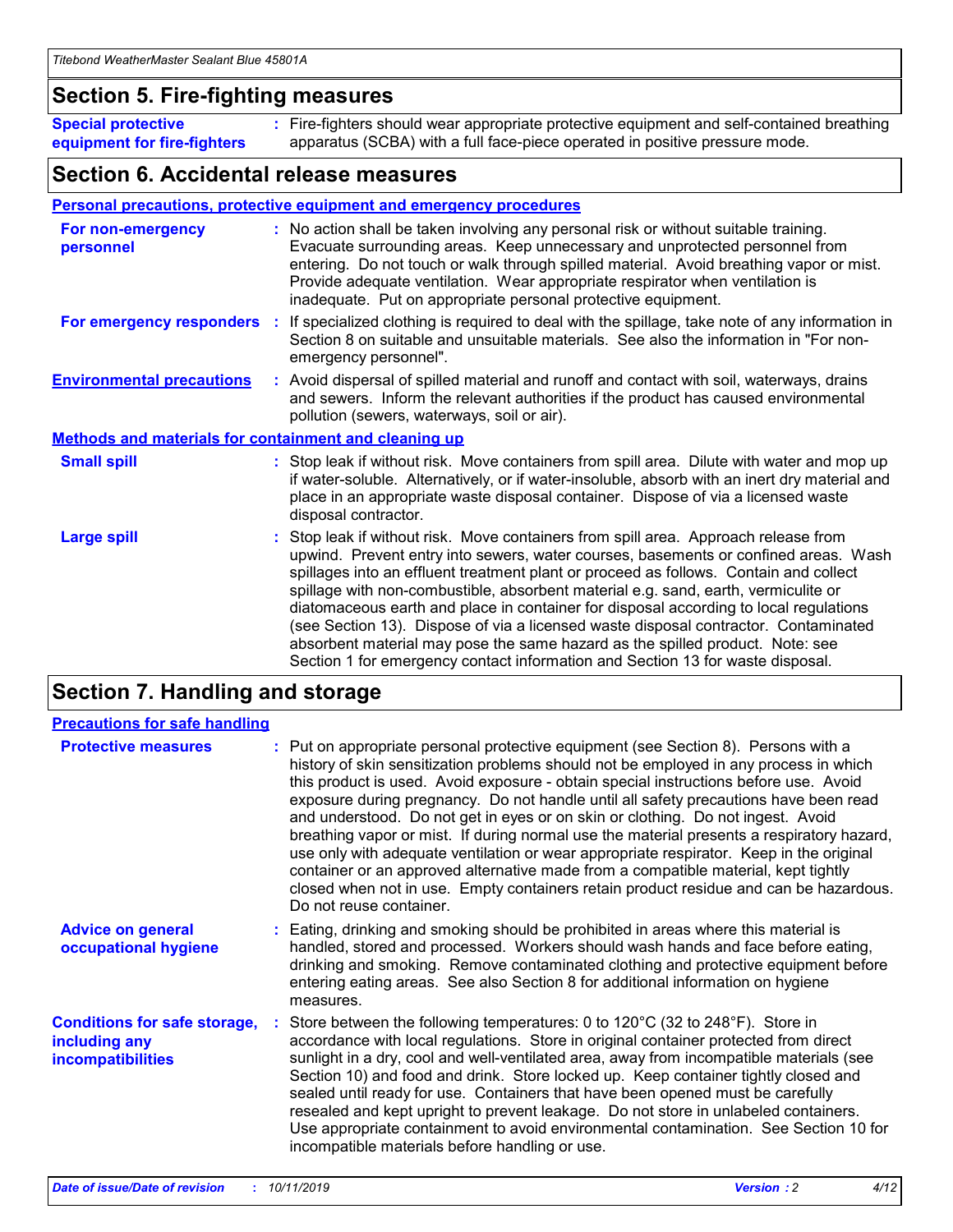## Section 5. Fire-fighting measures

| | |
|---|---|
| **Special protective equipment for fire-fighters** | Fire-fighters should wear appropriate protective equipment and self-contained breathing apparatus (SCBA) with a full face-piece operated in positive pressure mode. |

## Section 6. Accidental release measures

### Personal precautions, protective equipment and emergency procedures

| | |
|---|---|
| **For non-emergency personnel** | No action shall be taken involving any personal risk or without suitable training. Evacuate surrounding areas. Keep unnecessary and unprotected personnel from entering. Do not touch or walk through spilled material. Avoid breathing vapor or mist. Provide adequate ventilation. Wear appropriate respirator when ventilation is inadequate. Put on appropriate personal protective equipment. |
| **For emergency responders** | If specialized clothing is required to deal with the spillage, take note of any information in Section 8 on suitable and unsuitable materials. See also the information in "For non-emergency personnel". |
| **Environmental precautions** | Avoid dispersal of spilled material and runoff and contact with soil, waterways, drains and sewers. Inform the relevant authorities if the product has caused environmental pollution (sewers, waterways, soil or air). |

### Methods and materials for containment and cleaning up

| | |
|---|---|
| **Small spill** | Stop leak if without risk. Move containers from spill area. Dilute with water and mop up if water-soluble. Alternatively, or if water-insoluble, absorb with an inert dry material and place in an appropriate waste disposal container. Dispose of via a licensed waste disposal contractor. |
| **Large spill** | Stop leak if without risk. Move containers from spill area. Approach release from upwind. Prevent entry into sewers, water courses, basements or confined areas. Wash spillages into an effluent treatment plant or proceed as follows. Contain and collect spillage with non-combustible, absorbent material e.g. sand, earth, vermiculite or diatomaceous earth and place in container for disposal according to local regulations (see Section 13). Dispose of via a licensed waste disposal contractor. Contaminated absorbent material may pose the same hazard as the spilled product. Note: see Section 1 for emergency contact information and Section 13 for waste disposal. |

## Section 7. Handling and storage

### Precautions for safe handling

| | |
|---|---|
| **Protective measures** | Put on appropriate personal protective equipment (see Section 8). Persons with a history of skin sensitization problems should not be employed in any process in which this product is used. Avoid exposure - obtain special instructions before use. Avoid exposure during pregnancy. Do not handle until all safety precautions have been read and understood. Do not get in eyes or on skin or clothing. Do not ingest. Avoid breathing vapor or mist. If during normal use the material presents a respiratory hazard, use only with adequate ventilation or wear appropriate respirator. Keep in the original container or an approved alternative made from a compatible material, kept tightly closed when not in use. Empty containers retain product residue and can be hazardous. Do not reuse container. |
| **Advice on general occupational hygiene** | Eating, drinking and smoking should be prohibited in areas where this material is handled, stored and processed. Workers should wash hands and face before eating, drinking and smoking. Remove contaminated clothing and protective equipment before entering eating areas. See also Section 8 for additional information on hygiene measures. |
| **Conditions for safe storage, including any incompatibilities** | Store between the following temperatures: 0 to 120°C (32 to 248°F). Store in accordance with local regulations. Store in original container protected from direct sunlight in a dry, cool and well-ventilated area, away from incompatible materials (see Section 10) and food and drink. Store locked up. Keep container tightly closed and sealed until ready for use. Containers that have been opened must be carefully resealed and kept upright to prevent leakage. Do not store in unlabeled containers. Use appropriate containment to avoid environmental contamination. See Section 10 for incompatible materials before handling or use. |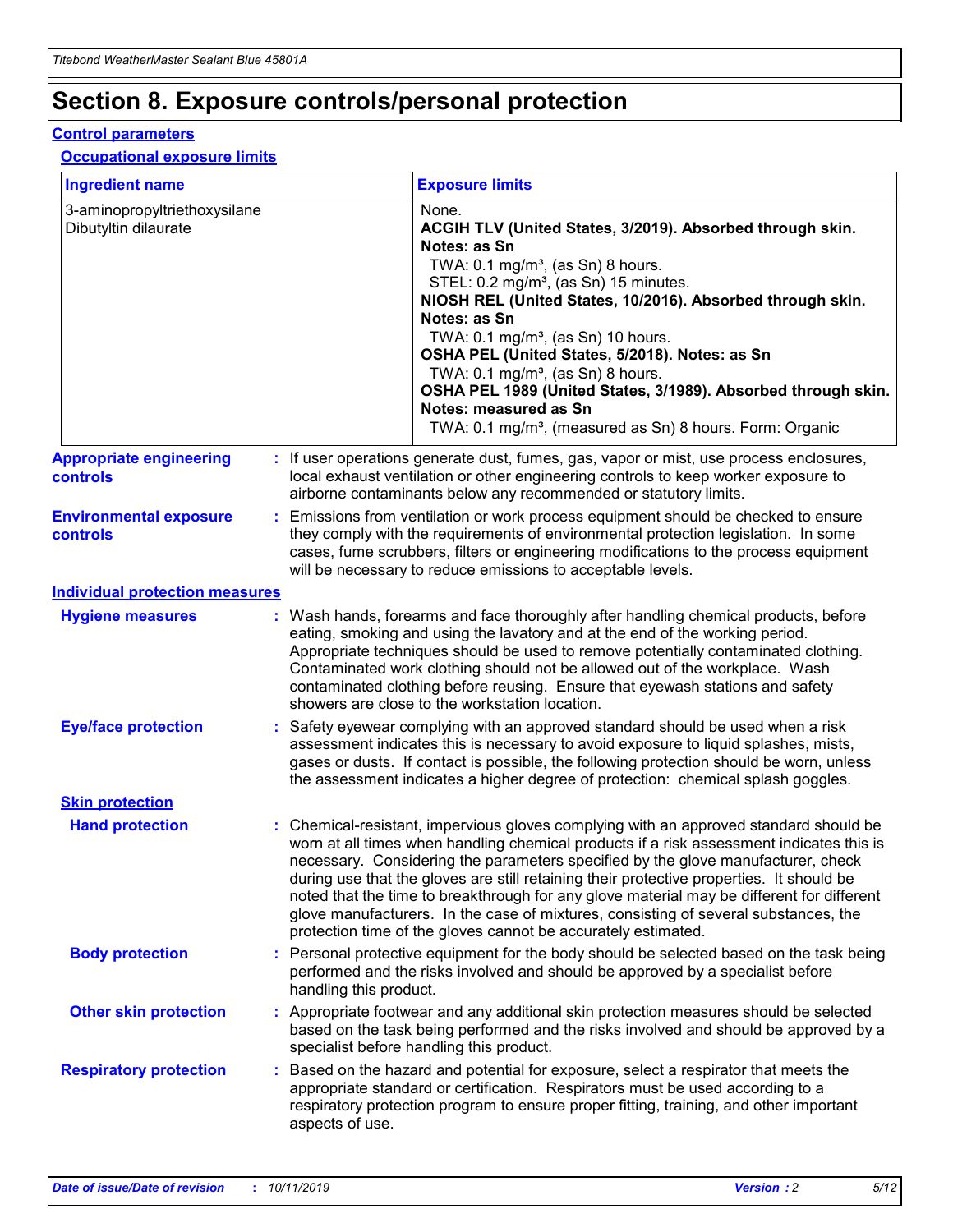# Section 8. Exposure controls/personal protection

## Control parameters

### Occupational exposure limits

| Ingredient name | Exposure limits |
|---|---|
| 3-aminopropyltriethoxysilane<br>Dibutyltin dilaurate | None.<br>**ACGIH TLV (United States, 3/2019). Absorbed through skin. Notes: as Sn**<br>TWA: 0.1 mg/m³, (as Sn) 8 hours.<br>STEL: 0.2 mg/m³, (as Sn) 15 minutes.<br>**NIOSH REL (United States, 10/2016). Absorbed through skin. Notes: as Sn**<br>TWA: 0.1 mg/m³, (as Sn) 10 hours.<br>**OSHA PEL (United States, 5/2018). Notes: as Sn**<br>TWA: 0.1 mg/m³, (as Sn) 8 hours.<br>**OSHA PEL 1989 (United States, 3/1989). Absorbed through skin. Notes: measured as Sn**<br>TWA: 0.1 mg/m³, (measured as Sn) 8 hours. Form: Organic |

**Appropriate engineering controls** : If user operations generate dust, fumes, gas, vapor or mist, use process enclosures, local exhaust ventilation or other engineering controls to keep worker exposure to airborne contaminants below any recommended or statutory limits.

**Environmental exposure controls** : Emissions from ventilation or work process equipment should be checked to ensure they comply with the requirements of environmental protection legislation. In some cases, fume scrubbers, filters or engineering modifications to the process equipment will be necessary to reduce emissions to acceptable levels.

## Individual protection measures

**Hygiene measures** : Wash hands, forearms and face thoroughly after handling chemical products, before eating, smoking and using the lavatory and at the end of the working period. Appropriate techniques should be used to remove potentially contaminated clothing. Contaminated work clothing should not be allowed out of the workplace. Wash contaminated clothing before reusing. Ensure that eyewash stations and safety showers are close to the workstation location.

**Eye/face protection** : Safety eyewear complying with an approved standard should be used when a risk assessment indicates this is necessary to avoid exposure to liquid splashes, mists, gases or dusts. If contact is possible, the following protection should be worn, unless the assessment indicates a higher degree of protection: chemical splash goggles.

### Skin protection

**Hand protection** : Chemical-resistant, impervious gloves complying with an approved standard should be worn at all times when handling chemical products if a risk assessment indicates this is necessary. Considering the parameters specified by the glove manufacturer, check during use that the gloves are still retaining their protective properties. It should be noted that the time to breakthrough for any glove material may be different for different glove manufacturers. In the case of mixtures, consisting of several substances, the protection time of the gloves cannot be accurately estimated.

**Body protection** : Personal protective equipment for the body should be selected based on the task being performed and the risks involved and should be approved by a specialist before handling this product.

**Other skin protection** : Appropriate footwear and any additional skin protection measures should be selected based on the task being performed and the risks involved and should be approved by a specialist before handling this product.

**Respiratory protection** : Based on the hazard and potential for exposure, select a respirator that meets the appropriate standard or certification. Respirators must be used according to a respiratory protection program to ensure proper fitting, training, and other important aspects of use.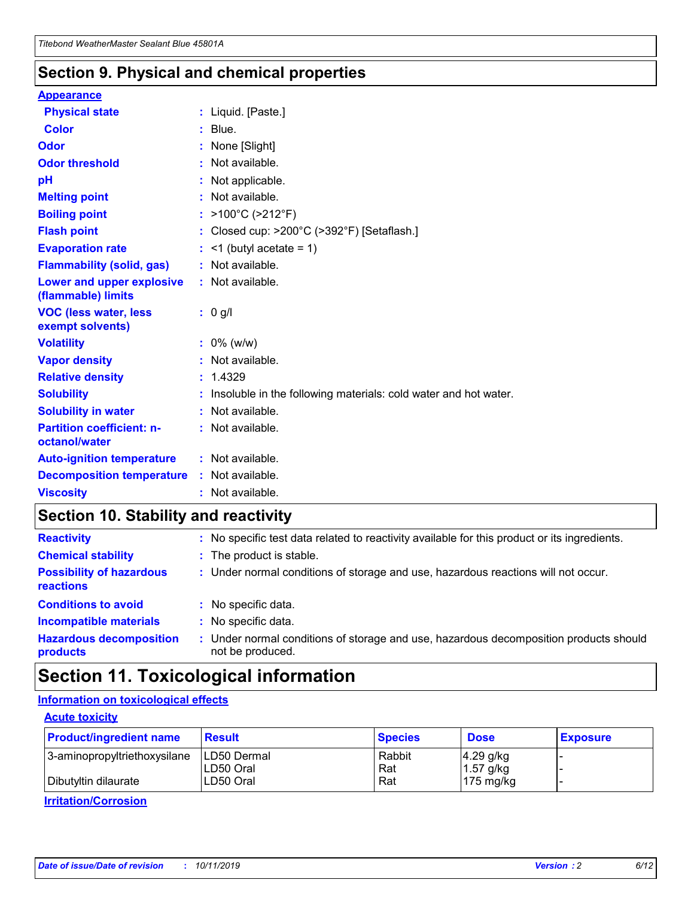## Section 9. Physical and chemical properties

### Appearance

| | |
|---|---|
| **Physical state** | : Liquid. [Paste.] |
| **Color** | : Blue. |
| **Odor** | : None [Slight] |
| **Odor threshold** | : Not available. |
| **pH** | : Not applicable. |
| **Melting point** | : Not available. |
| **Boiling point** | : >100°C (>212°F) |
| **Flash point** | : Closed cup: >200°C (>392°F) [Setaflash.] |
| **Evaporation rate** | : <1 (butyl acetate = 1) |
| **Flammability (solid, gas)** | : Not available. |
| **Lower and upper explosive (flammable) limits** | : Not available. |
| **VOC (less water, less exempt solvents)** | : 0 g/l |
| **Volatility** | : 0% (w/w) |
| **Vapor density** | : Not available. |
| **Relative density** | : 1.4329 |
| **Solubility** | : Insoluble in the following materials: cold water and hot water. |
| **Solubility in water** | : Not available. |
| **Partition coefficient: n-octanol/water** | : Not available. |
| **Auto-ignition temperature** | : Not available. |
| **Decomposition temperature** | : Not available. |
| **Viscosity** | : Not available. |

## Section 10. Stability and reactivity

| | |
|---|---|
| **Reactivity** | : No specific test data related to reactivity available for this product or its ingredients. |
| **Chemical stability** | : The product is stable. |
| **Possibility of hazardous reactions** | : Under normal conditions of storage and use, hazardous reactions will not occur. |
| **Conditions to avoid** | : No specific data. |
| **Incompatible materials** | : No specific data. |
| **Hazardous decomposition products** | : Under normal conditions of storage and use, hazardous decomposition products should not be produced. |

## Section 11. Toxicological information

### Information on toxicological effects

#### Acute toxicity

| Product/ingredient name | Result | Species | Dose | Exposure |
|---|---|---|---|---|
| 3-aminopropyltriethoxysilane | LD50 Dermal | Rabbit | 4.29 g/kg | - |
| | LD50 Oral | Rat | 1.57 g/kg | - |
| Dibutyltin dilaurate | LD50 Oral | Rat | 175 mg/kg | - |

#### Irritation/Corrosion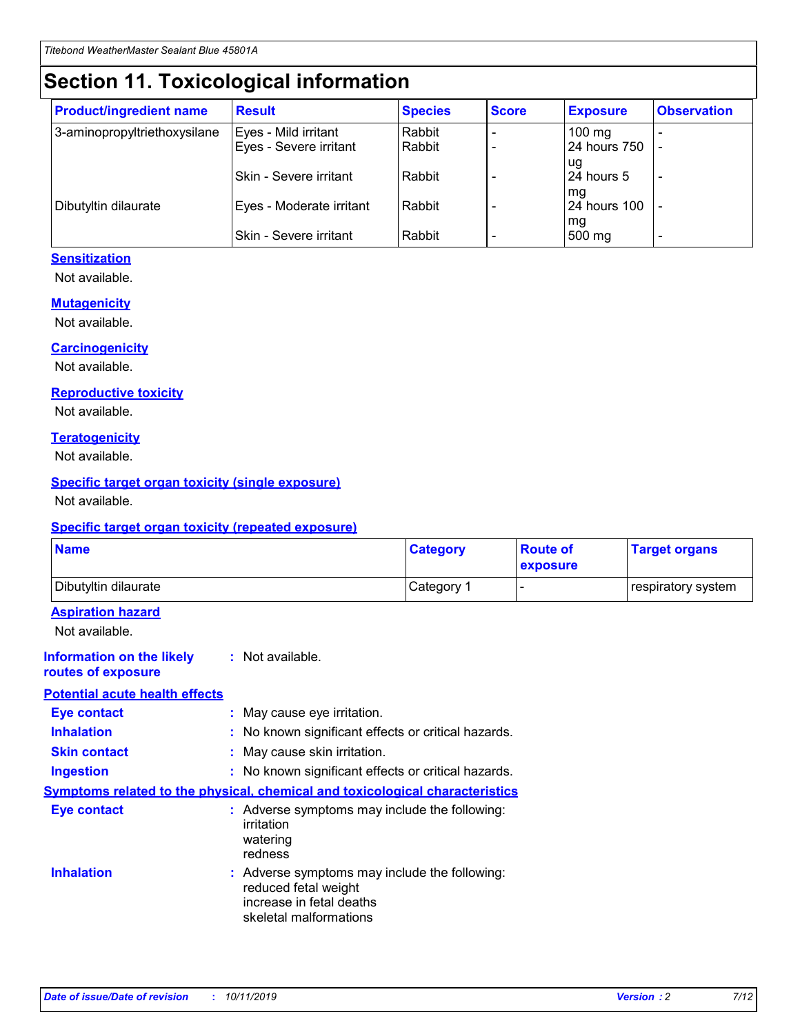# Section 11. Toxicological information

| Product/ingredient name | Result | Species | Score | Exposure | Observation |
|---|---|---|---|---|---|
| 3-aminopropyltriethoxysilane | Eyes - Mild irritant | Rabbit | - | 100 mg | - |
| | Eyes - Severe irritant | Rabbit | - | 24 hours 750 ug | - |
| | Skin - Severe irritant | Rabbit | - | 24 hours 5 mg | - |
| Dibutyltin dilaurate | Eyes - Moderate irritant | Rabbit | - | 24 hours 100 mg | - |
| | Skin - Severe irritant | Rabbit | - | 500 mg | - |

### Sensitization

Not available.

### Mutagenicity

Not available.

### Carcinogenicity

Not available.

### Reproductive toxicity

Not available.

### Teratogenicity

Not available.

### Specific target organ toxicity (single exposure)

Not available.

### Specific target organ toxicity (repeated exposure)

| Name | Category | Route of exposure | Target organs |
|---|---|---|---|
| Dibutyltin dilaurate | Category 1 | - | respiratory system |

### Aspiration hazard

Not available.

**Information on the likely routes of exposure** : Not available.

### Potential acute health effects

**Eye contact** : May cause eye irritation.

**Inhalation** : No known significant effects or critical hazards.

**Skin contact** : May cause skin irritation.

**Ingestion** : No known significant effects or critical hazards.

### Symptoms related to the physical, chemical and toxicological characteristics

**Eye contact** : Adverse symptoms may include the following:
irritation
watering
redness

**Inhalation** : Adverse symptoms may include the following:
reduced fetal weight
increase in fetal deaths
skeletal malformations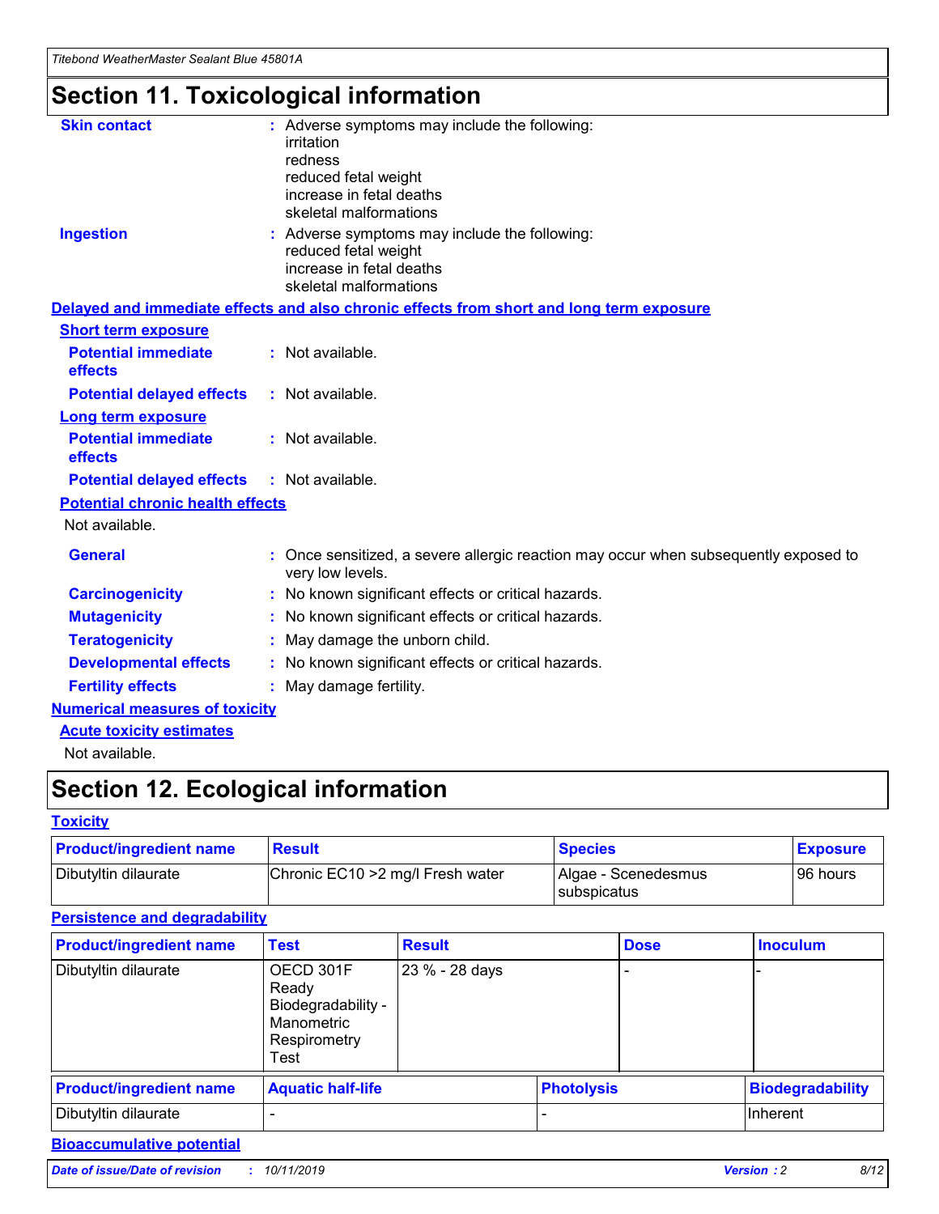# Section 11. Toxicological information

**Skin contact** : Adverse symptoms may include the following:
irritation
redness
reduced fetal weight
increase in fetal deaths
skeletal malformations

**Ingestion** : Adverse symptoms may include the following:
reduced fetal weight
increase in fetal deaths
skeletal malformations

**Delayed and immediate effects and also chronic effects from short and long term exposure**

**Short term exposure**

**Potential immediate effects** : Not available.

**Potential delayed effects** : Not available.

**Long term exposure**

**Potential immediate effects** : Not available.

**Potential delayed effects** : Not available.

**Potential chronic health effects**

Not available.

**General** : Once sensitized, a severe allergic reaction may occur when subsequently exposed to very low levels.

**Carcinogenicity** : No known significant effects or critical hazards.

**Mutagenicity** : No known significant effects or critical hazards.

**Teratogenicity** : May damage the unborn child.

**Developmental effects** : No known significant effects or critical hazards.

**Fertility effects** : May damage fertility.

**Numerical measures of toxicity**

**Acute toxicity estimates**

Not available.

# Section 12. Ecological information

**Toxicity**

| Product/ingredient name | Result | Species | Exposure |
| --- | --- | --- | --- |
| Dibutyltin dilaurate | Chronic EC10 >2 mg/l Fresh water | Algae - Scenedesmus subspicatus | 96 hours |

**Persistence and degradability**

| Product/ingredient name | Test | Result | Dose | Inoculum |
| --- | --- | --- | --- | --- |
| Dibutyltin dilaurate | OECD 301F Ready Biodegradability - Manometric Respirometry Test | 23 % - 28 days | - | - |

| Product/ingredient name | Aquatic half-life | Photolysis | Biodegradability |
| --- | --- | --- | --- |
| Dibutyltin dilaurate | - | - | Inherent |

**Bioaccumulative potential**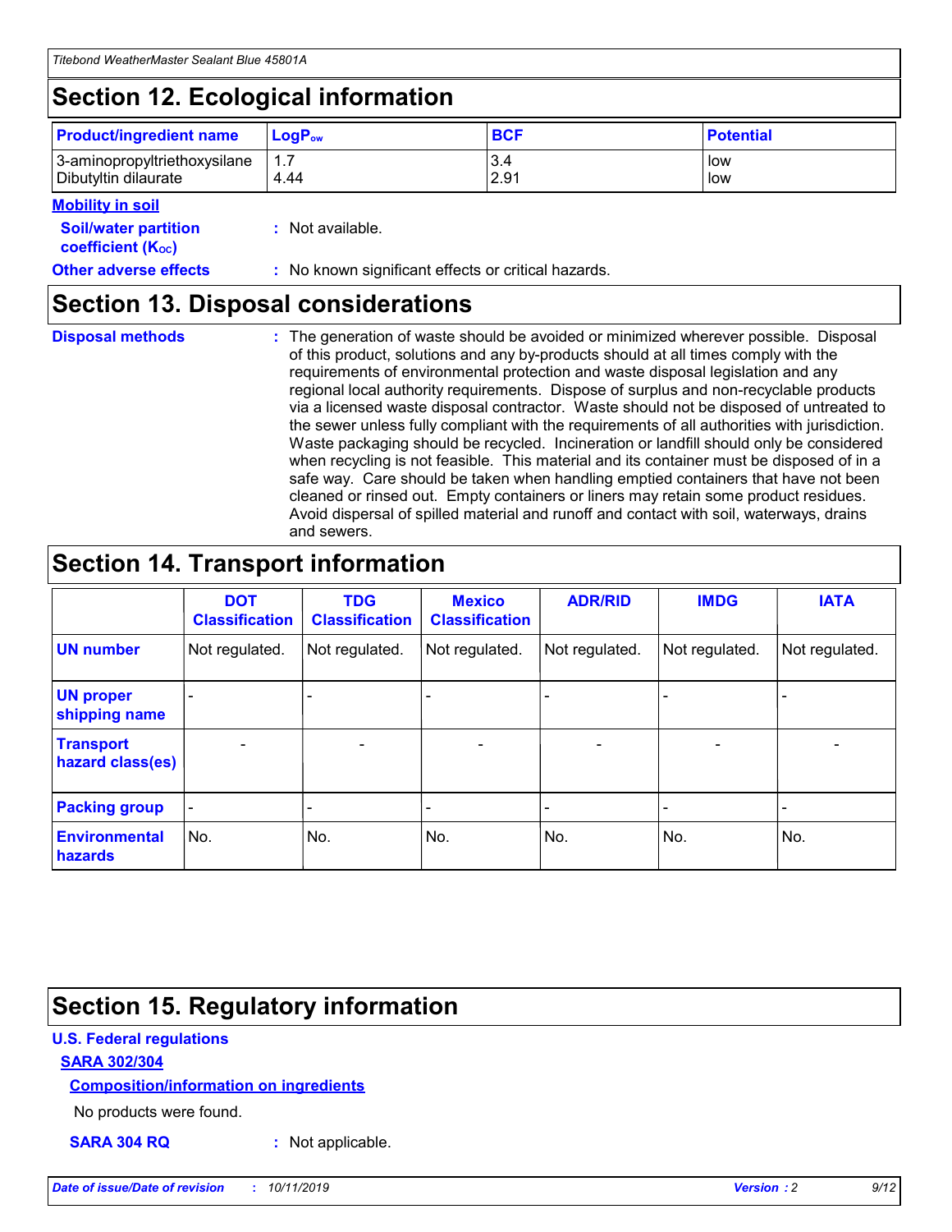## Section 12. Ecological information

| Product/ingredient name | $LogP_{ow}$ | BCF | Potential |
|---|---|---|---|
| 3-aminopropyltriethoxysilane | 1.7 | 3.4 | low |
| Dibutyltin dilaurate | 4.44 | 2.91 | low |

**Mobility in soil**

**Soil/water partition coefficient ($K_{OC}$)** : Not available.

**Other adverse effects** : No known significant effects or critical hazards.

## Section 13. Disposal considerations

**Disposal methods** : The generation of waste should be avoided or minimized wherever possible. Disposal of this product, solutions and any by-products should at all times comply with the requirements of environmental protection and waste disposal legislation and any regional local authority requirements. Dispose of surplus and non-recyclable products via a licensed waste disposal contractor. Waste should not be disposed of untreated to the sewer unless fully compliant with the requirements of all authorities with jurisdiction. Waste packaging should be recycled. Incineration or landfill should only be considered when recycling is not feasible. This material and its container must be disposed of in a safe way. Care should be taken when handling emptied containers that have not been cleaned or rinsed out. Empty containers or liners may retain some product residues. Avoid dispersal of spilled material and runoff and contact with soil, waterways, drains and sewers.

## Section 14. Transport information

| | DOT Classification | TDG Classification | Mexico Classification | ADR/RID | IMDG | IATA |
|---|---|---|---|---|---|---|
| UN number | Not regulated. | Not regulated. | Not regulated. | Not regulated. | Not regulated. | Not regulated. |
| UN proper shipping name | - | - | - | - | - | - |
| Transport hazard class(es) | - | - | - | - | - | - |
| Packing group | - | - | - | - | - | - |
| Environmental hazards | No. | No. | No. | No. | No. | No. |

## Section 15. Regulatory information

**U.S. Federal regulations**

**SARA 302/304**

**Composition/information on ingredients**

No products were found.

**SARA 304 RQ** : Not applicable.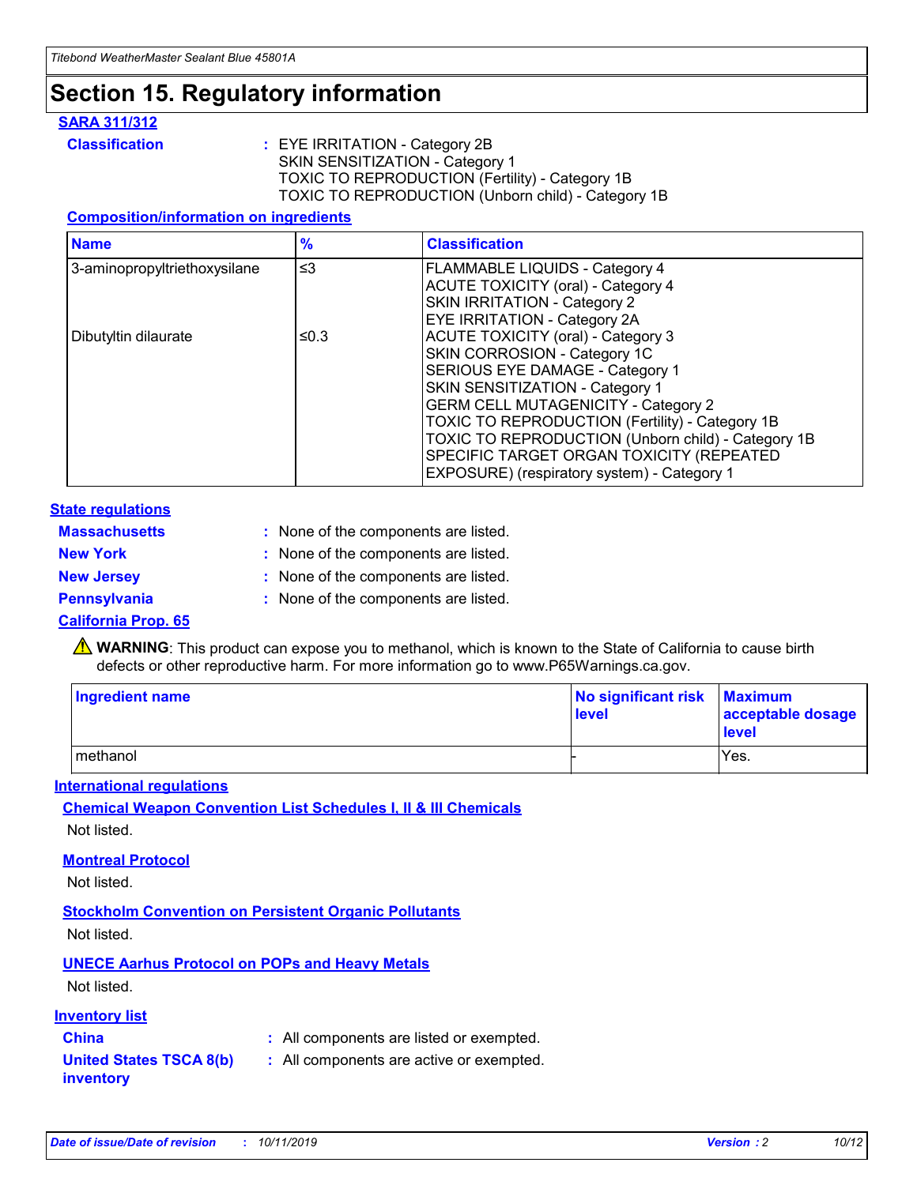# Section 15. Regulatory information

## SARA 311/312

**Classification** : EYE IRRITATION - Category 2B
SKIN SENSITIZATION - Category 1
TOXIC TO REPRODUCTION (Fertility) - Category 1B
TOXIC TO REPRODUCTION (Unborn child) - Category 1B

### Composition/information on ingredients

| Name | % | Classification |
|---|---|---|
| 3-aminopropyltriethoxysilane | ≤3 | FLAMMABLE LIQUIDS - Category 4<br>ACUTE TOXICITY (oral) - Category 4<br>SKIN IRRITATION - Category 2<br>EYE IRRITATION - Category 2A |
| Dibutyltin dilaurate | ≤0.3 | ACUTE TOXICITY (oral) - Category 3<br>SKIN CORROSION - Category 1C<br>SERIOUS EYE DAMAGE - Category 1<br>SKIN SENSITIZATION - Category 1<br>GERM CELL MUTAGENICITY - Category 2<br>TOXIC TO REPRODUCTION (Fertility) - Category 1B<br>TOXIC TO REPRODUCTION (Unborn child) - Category 1B<br>SPECIFIC TARGET ORGAN TOXICITY (REPEATED EXPOSURE) (respiratory system) - Category 1 |

## State regulations

**Massachusetts** : None of the components are listed.

**New York** : None of the components are listed.

**New Jersey** : None of the components are listed.

**Pennsylvania** : None of the components are listed.

### California Prop. 65

⚠ **WARNING**: This product can expose you to methanol, which is known to the State of California to cause birth defects or other reproductive harm. For more information go to www.P65Warnings.ca.gov.

| Ingredient name | No significant risk level | Maximum acceptable dosage level |
|---|---|---|
| methanol | - | Yes. |

## International regulations

### Chemical Weapon Convention List Schedules I, II & III Chemicals

Not listed.

### Montreal Protocol

Not listed.

### Stockholm Convention on Persistent Organic Pollutants

Not listed.

### UNECE Aarhus Protocol on POPs and Heavy Metals

Not listed.

## Inventory list

**China** : All components are listed or exempted.

**United States TSCA 8(b) inventory** : All components are active or exempted.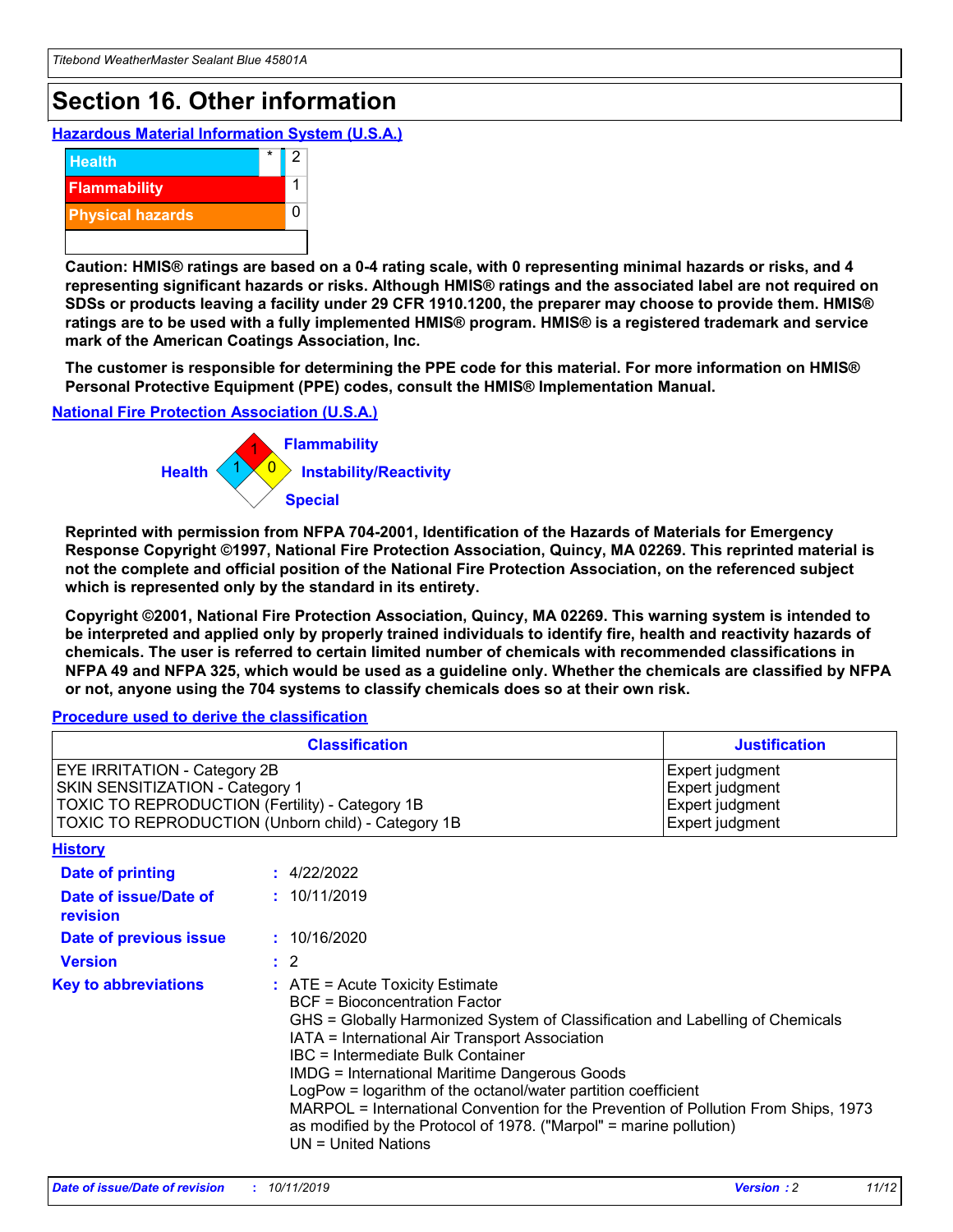# Section 16. Other information

### Hazardous Material Information System (U.S.A.)

| | | |
|---|---|---|
| Health | * | 2 |
| Flammability | | 1 |
| Physical hazards | | 0 |

**Caution: HMIS® ratings are based on a 0-4 rating scale, with 0 representing minimal hazards or risks, and 4 representing significant hazards or risks. Although HMIS® ratings and the associated label are not required on SDSs or products leaving a facility under 29 CFR 1910.1200, the preparer may choose to provide them. HMIS® ratings are to be used with a fully implemented HMIS® program. HMIS® is a registered trademark and service mark of the American Coatings Association, Inc.**

**The customer is responsible for determining the PPE code for this material. For more information on HMIS® Personal Protective Equipment (PPE) codes, consult the HMIS® Implementation Manual.**

### National Fire Protection Association (U.S.A.)

Flammability: 1
Health: 1
Instability/Reactivity: 0
Special

**Reprinted with permission from NFPA 704-2001, Identification of the Hazards of Materials for Emergency Response Copyright ©1997, National Fire Protection Association, Quincy, MA 02269. This reprinted material is not the complete and official position of the National Fire Protection Association, on the referenced subject which is represented only by the standard in its entirety.**

**Copyright ©2001, National Fire Protection Association, Quincy, MA 02269. This warning system is intended to be interpreted and applied only by properly trained individuals to identify fire, health and reactivity hazards of chemicals. The user is referred to certain limited number of chemicals with recommended classifications in NFPA 49 and NFPA 325, which would be used as a guideline only. Whether the chemicals are classified by NFPA or not, anyone using the 704 systems to classify chemicals does so at their own risk.**

### Procedure used to derive the classification

| Classification | Justification |
|---|---|
| EYE IRRITATION - Category 2B | Expert judgment |
| SKIN SENSITIZATION - Category 1 | Expert judgment |
| TOXIC TO REPRODUCTION (Fertility) - Category 1B | Expert judgment |
| TOXIC TO REPRODUCTION (Unborn child) - Category 1B | Expert judgment |

### History

**Date of printing** : 4/22/2022

**Date of issue/Date of revision** : 10/11/2019

**Date of previous issue** : 10/16/2020

**Version** : 2

**Key to abbreviations** : ATE = Acute Toxicity Estimate
BCF = Bioconcentration Factor
GHS = Globally Harmonized System of Classification and Labelling of Chemicals
IATA = International Air Transport Association
IBC = Intermediate Bulk Container
IMDG = International Maritime Dangerous Goods
LogPow = logarithm of the octanol/water partition coefficient
MARPOL = International Convention for the Prevention of Pollution From Ships, 1973 as modified by the Protocol of 1978. ("Marpol" = marine pollution)
UN = United Nations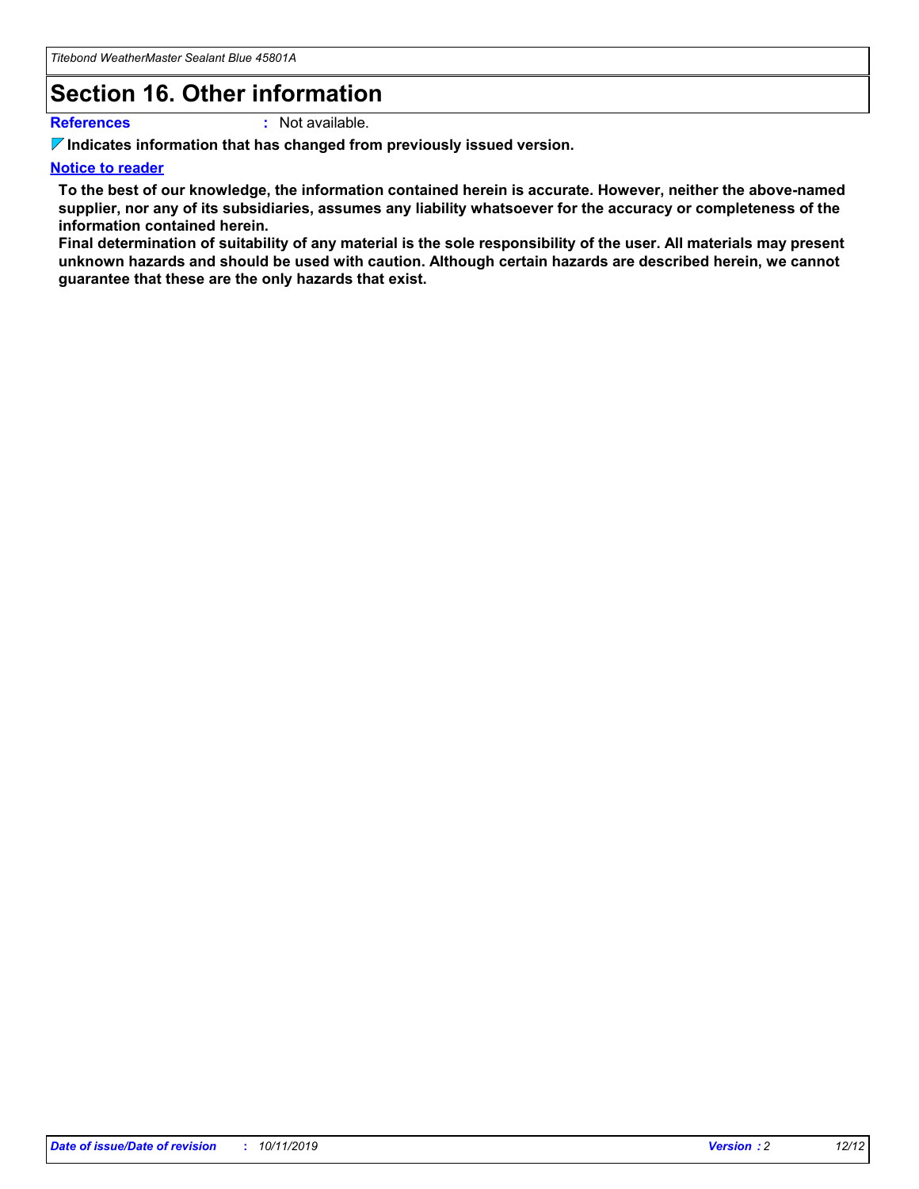# Section 16. Other information

**References** : Not available.

**Indicates information that has changed from previously issued version.**

**Notice to reader**

**To the best of our knowledge, the information contained herein is accurate. However, neither the above-named supplier, nor any of its subsidiaries, assumes any liability whatsoever for the accuracy or completeness of the information contained herein.**

**Final determination of suitability of any material is the sole responsibility of the user. All materials may present unknown hazards and should be used with caution. Although certain hazards are described herein, we cannot guarantee that these are the only hazards that exist.**